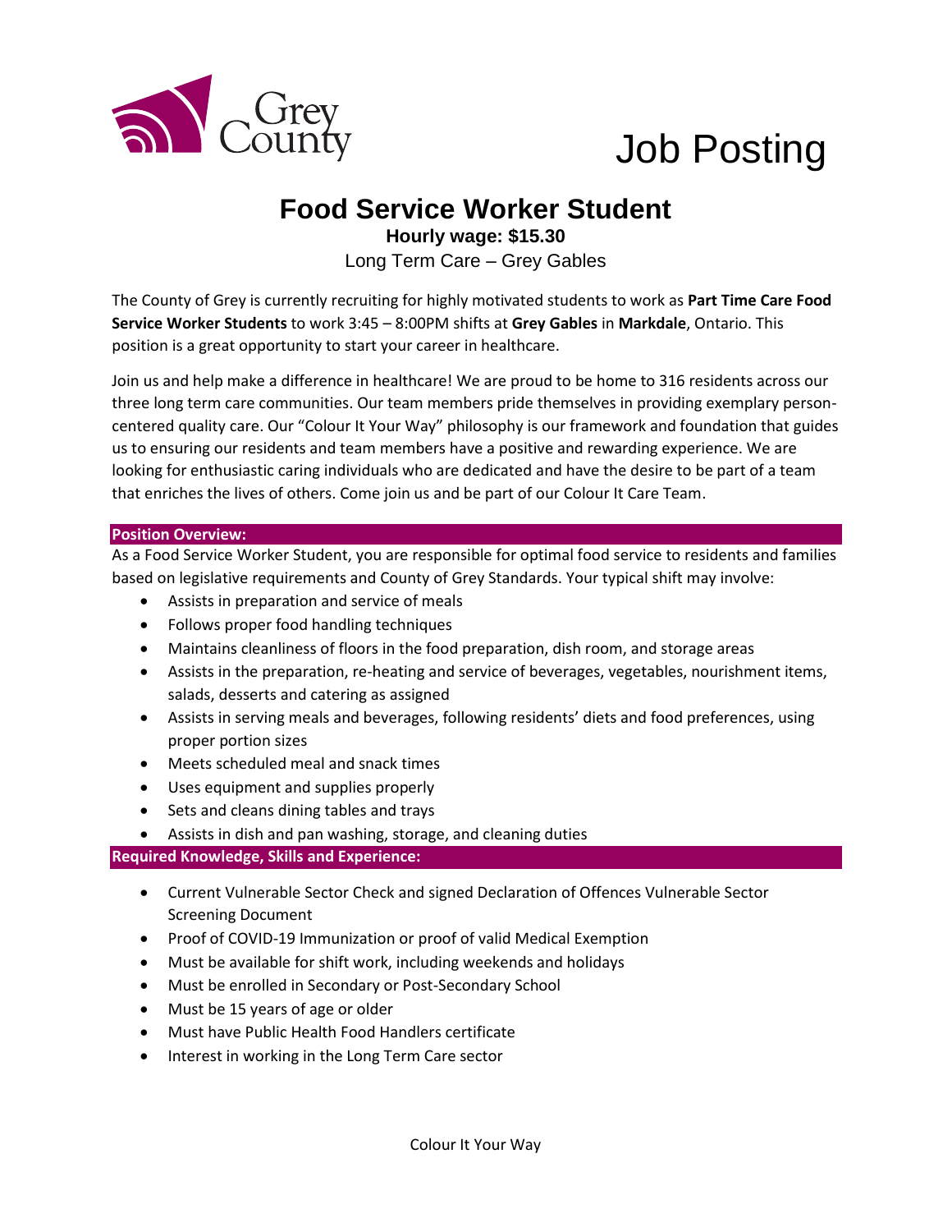Grey County

Job Posting

# Food Service Worker Student

**Hourly wage: $15.30**

Long Term Care – Grey Gables

The County of Grey is currently recruiting for highly motivated students to work as **Part Time Care Food Service Worker Students** to work 3:45 – 8:00PM shifts at **Grey Gables** in **Markdale**, Ontario. This position is a great opportunity to start your career in healthcare.

Join us and help make a difference in healthcare! We are proud to be home to 316 residents across our three long term care communities. Our team members pride themselves in providing exemplary person-centered quality care. Our "Colour It Your Way" philosophy is our framework and foundation that guides us to ensuring our residents and team members have a positive and rewarding experience. We are looking for enthusiastic caring individuals who are dedicated and have the desire to be part of a team that enriches the lives of others. Come join us and be part of our Colour It Care Team.

## Position Overview:

As a Food Service Worker Student, you are responsible for optimal food service to residents and families based on legislative requirements and County of Grey Standards. Your typical shift may involve:

- Assists in preparation and service of meals
- Follows proper food handling techniques
- Maintains cleanliness of floors in the food preparation, dish room, and storage areas
- Assists in the preparation, re-heating and service of beverages, vegetables, nourishment items, salads, desserts and catering as assigned
- Assists in serving meals and beverages, following residents' diets and food preferences, using proper portion sizes
- Meets scheduled meal and snack times
- Uses equipment and supplies properly
- Sets and cleans dining tables and trays
- Assists in dish and pan washing, storage, and cleaning duties

## Required Knowledge, Skills and Experience:

- Current Vulnerable Sector Check and signed Declaration of Offences Vulnerable Sector Screening Document
- Proof of COVID-19 Immunization or proof of valid Medical Exemption
- Must be available for shift work, including weekends and holidays
- Must be enrolled in Secondary or Post-Secondary School
- Must be 15 years of age or older
- Must have Public Health Food Handlers certificate
- Interest in working in the Long Term Care sector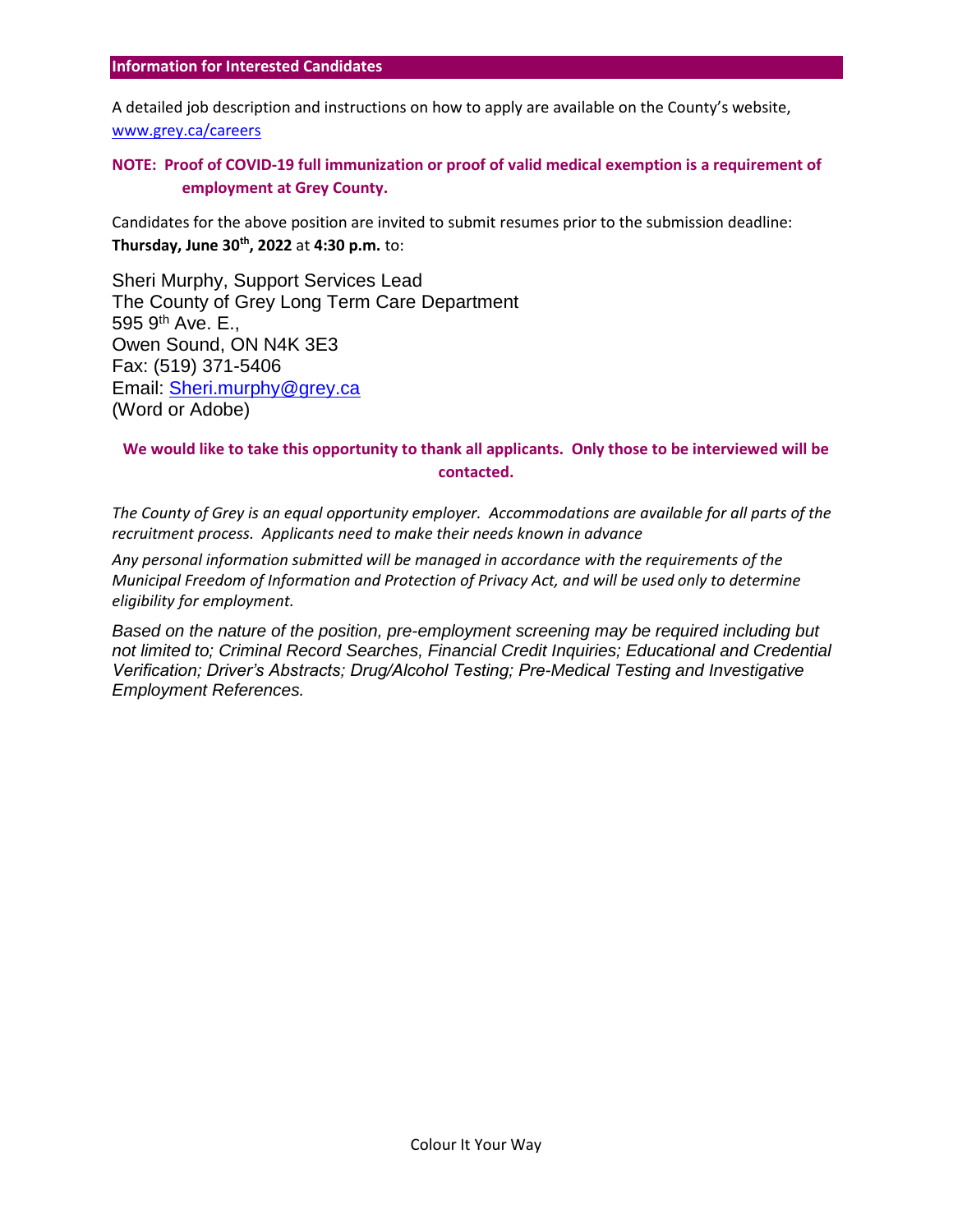## Information for Interested Candidates

A detailed job description and instructions on how to apply are available on the County's website, www.grey.ca/careers

**NOTE: Proof of COVID-19 full immunization or proof of valid medical exemption is a requirement of employment at Grey County.**

Candidates for the above position are invited to submit resumes prior to the submission deadline: **Thursday, June 30th, 2022** at **4:30 p.m.** to:

Sheri Murphy, Support Services Lead
The County of Grey Long Term Care Department
595 9th Ave. E.,
Owen Sound, ON N4K 3E3
Fax: (519) 371-5406
Email: Sheri.murphy@grey.ca
(Word or Adobe)

**We would like to take this opportunity to thank all applicants. Only those to be interviewed will be contacted.**

*The County of Grey is an equal opportunity employer. Accommodations are available for all parts of the recruitment process. Applicants need to make their needs known in advance*

*Any personal information submitted will be managed in accordance with the requirements of the Municipal Freedom of Information and Protection of Privacy Act, and will be used only to determine eligibility for employment.*

*Based on the nature of the position, pre-employment screening may be required including but not limited to; Criminal Record Searches, Financial Credit Inquiries; Educational and Credential Verification; Driver's Abstracts; Drug/Alcohol Testing; Pre-Medical Testing and Investigative Employment References.*

Colour It Your Way